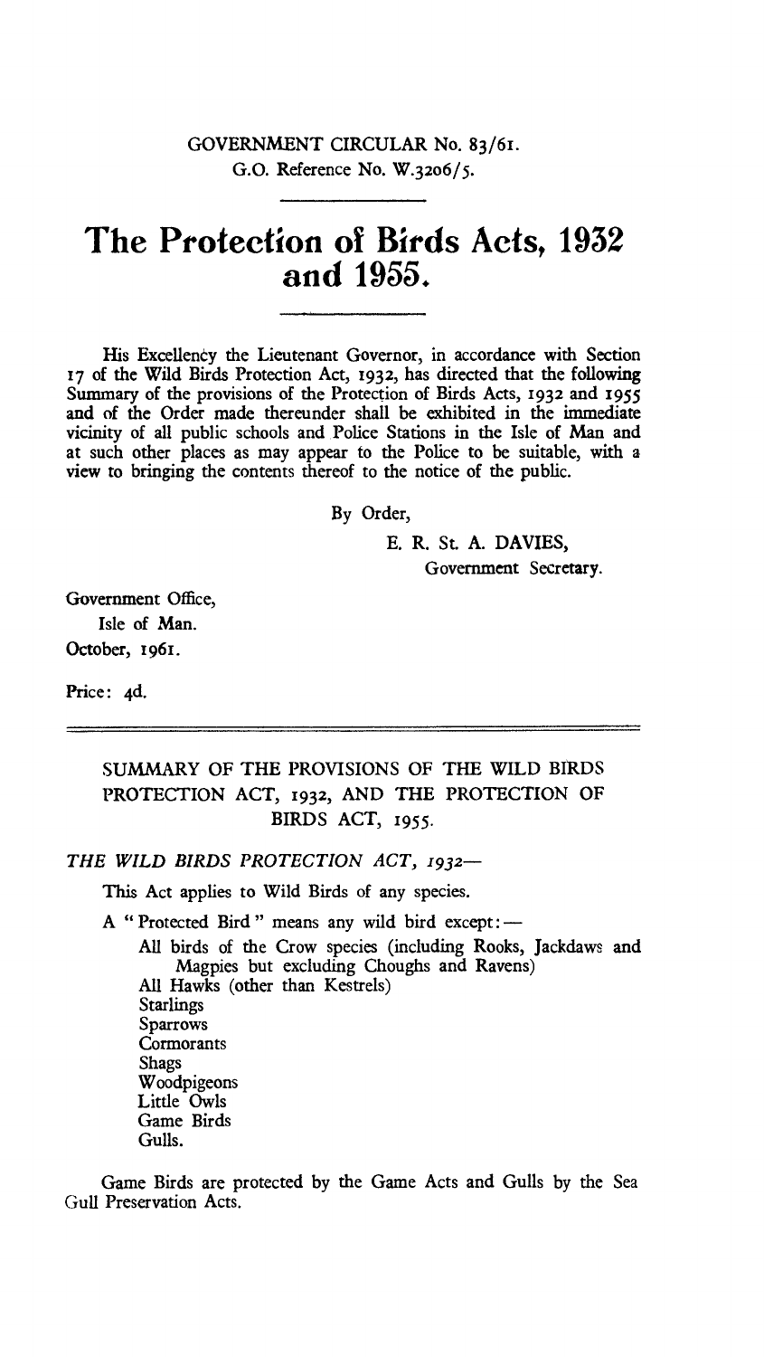GOVERNMENT CIRCULAR No. 83/61.
G.O. Reference No. W.3206/5.

# The Protection of Birds Acts, 1932 and 1955.

His Excellency the Lieutenant Governor, in accordance with Section 17 of the Wild Birds Protection Act, 1932, has directed that the following Summary of the provisions of the Protection of Birds Acts, 1932 and 1955 and of the Order made thereunder shall be exhibited in the immediate vicinity of all public schools and Police Stations in the Isle of Man and at such other places as may appear to the Police to be suitable, with a view to bringing the contents thereof to the notice of the public.

By Order,

E. R. St. A. DAVIES,
Government Secretary.

Government Office,
Isle of Man.
October, 1961.

Price: 4d.

---

## SUMMARY OF THE PROVISIONS OF THE WILD BIRDS PROTECTION ACT, 1932, AND THE PROTECTION OF BIRDS ACT, 1955.

*THE WILD BIRDS PROTECTION ACT, 1932—*

This Act applies to Wild Birds of any species.

A "Protected Bird" means any wild bird except:—

- All birds of the Crow species (including Rooks, Jackdaws and Magpies but excluding Choughs and Ravens)
- All Hawks (other than Kestrels)
- Starlings
- Sparrows
- Cormorants
- Shags
- Woodpigeons
- Little Owls
- Game Birds
- Gulls.

Game Birds are protected by the Game Acts and Gulls by the Sea Gull Preservation Acts.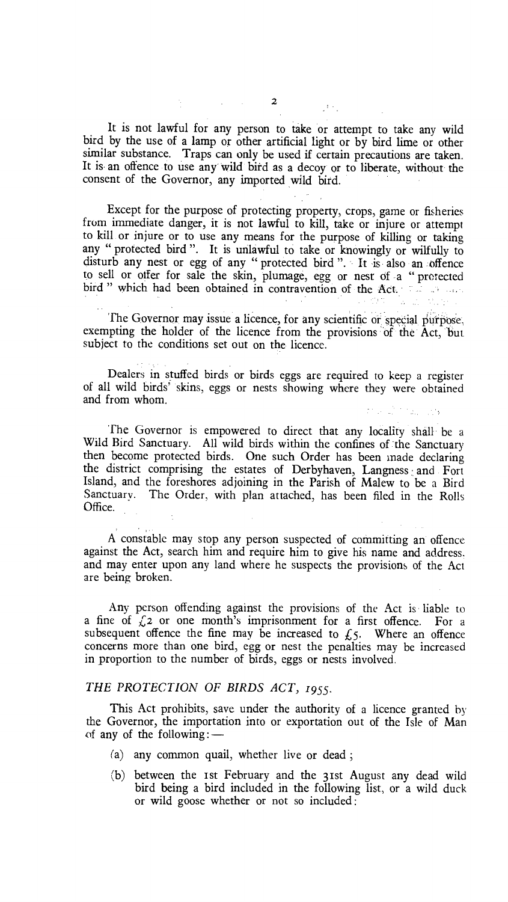It is not lawful for any person to take or attempt to take any wild bird by the use of a lamp or other artificial light or by bird lime or other similar substance. Traps can only be used if certain precautions are taken. It is an offence to use any wild bird as a decoy or to liberate, without the consent of the Governor, any imported wild bird.

Except for the purpose of protecting property, crops, game or fisheries from immediate danger, it is not lawful to kill, take or injure or attempt to kill or injure or to use any means for the purpose of killing or taking any "protected bird". It is unlawful to take or knowingly or wilfully to disturb any nest or egg of any "protected bird". It is also an offence to sell or offer for sale the skin, plumage, egg or nest of a "protected bird" which had been obtained in contravention of the Act.

The Governor may issue a licence, for any scientific or special purpose, exempting the holder of the licence from the provisions of the Act, but subject to the conditions set out on the licence.

Dealers in stuffed birds or birds eggs are required to keep a register of all wild birds' skins, eggs or nests showing where they were obtained and from whom.

The Governor is empowered to direct that any locality shall be a Wild Bird Sanctuary. All wild birds within the confines of the Sanctuary then become protected birds. One such Order has been made declaring the district comprising the estates of Derbyhaven, Langness and Fort Island, and the foreshores adjoining in the Parish of Malew to be a Bird Sanctuary. The Order, with plan attached, has been filed in the Rolls Office.

A constable may stop any person suspected of committing an offence against the Act, search him and require him to give his name and address, and may enter upon any land where he suspects the provisions of the Act are being broken.

Any person offending against the provisions of the Act is liable to a fine of £2 or one month's imprisonment for a first offence. For a subsequent offence the fine may be increased to £5. Where an offence concerns more than one bird, egg or nest the penalties may be increased in proportion to the number of birds, eggs or nests involved.

### *THE PROTECTION OF BIRDS ACT, 1955.*

This Act prohibits, save under the authority of a licence granted by the Governor, the importation into or exportation out of the Isle of Man of any of the following:—

(a) any common quail, whether live or dead;

(b) between the 1st February and the 31st August any dead wild bird being a bird included in the following list, or a wild duck or wild goose whether or not so included: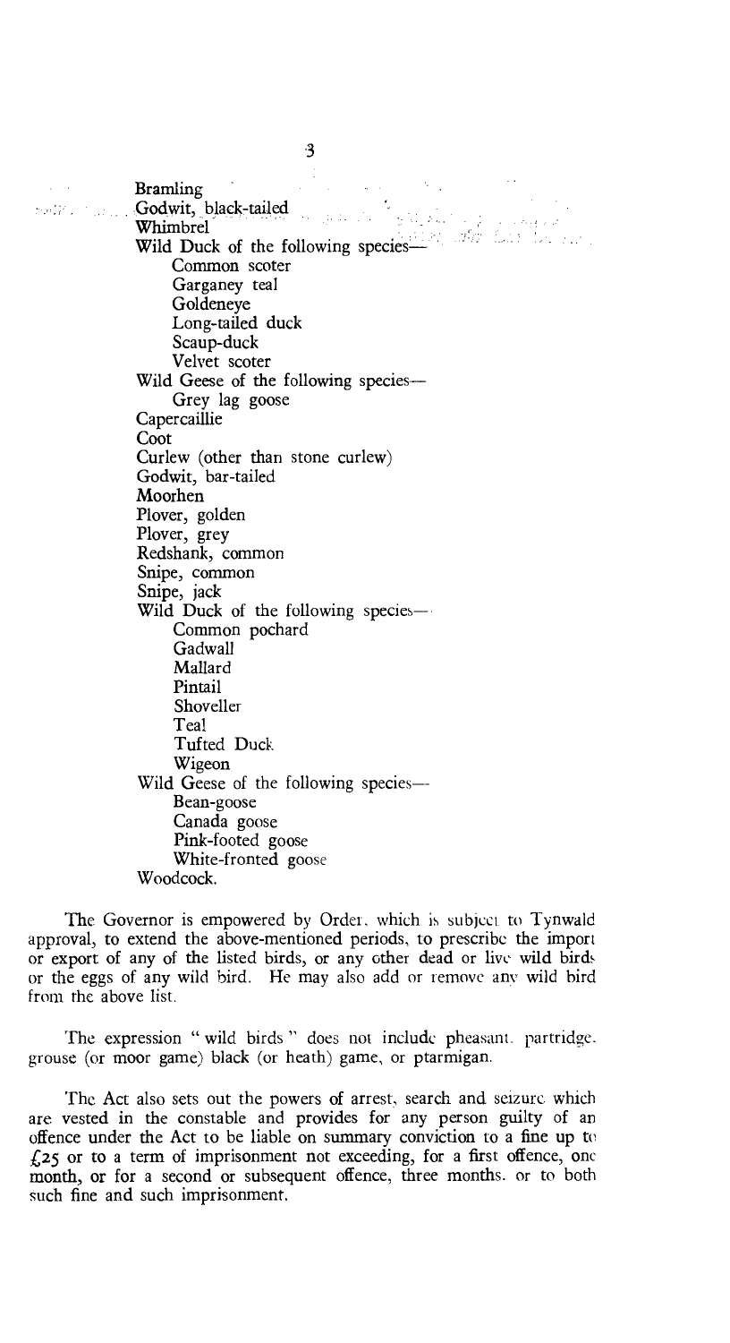Bramling
Godwit, black-tailed
Whimbrel
Wild Duck of the following species—
- Common scoter
- Garganey teal
- Goldeneye
- Long-tailed duck
- Scaup-duck
- Velvet scoter

Wild Geese of the following species—
- Grey lag goose

Capercaillie
Coot
Curlew (other than stone curlew)
Godwit, bar-tailed
Moorhen
Plover, golden
Plover, grey
Redshank, common
Snipe, common
Snipe, jack
Wild Duck of the following species—
- Common pochard
- Gadwall
- Mallard
- Pintail
- Shoveller
- Teal
- Tufted Duck
- Wigeon

Wild Geese of the following species—
- Bean-goose
- Canada goose
- Pink-footed goose
- White-fronted goose

Woodcock.

The Governor is empowered by Order, which is subject to Tynwald approval, to extend the above-mentioned periods, to prescribe the import or export of any of the listed birds, or any other dead or live wild birds or the eggs of any wild bird. He may also add or remove any wild bird from the above list.

The expression "wild birds" does not include pheasant, partridge, grouse (or moor game) black (or heath) game, or ptarmigan.

The Act also sets out the powers of arrest, search and seizure which are vested in the constable and provides for any person guilty of an offence under the Act to be liable on summary conviction to a fine up to £25 or to a term of imprisonment not exceeding, for a first offence, one month, or for a second or subsequent offence, three months, or to both such fine and such imprisonment.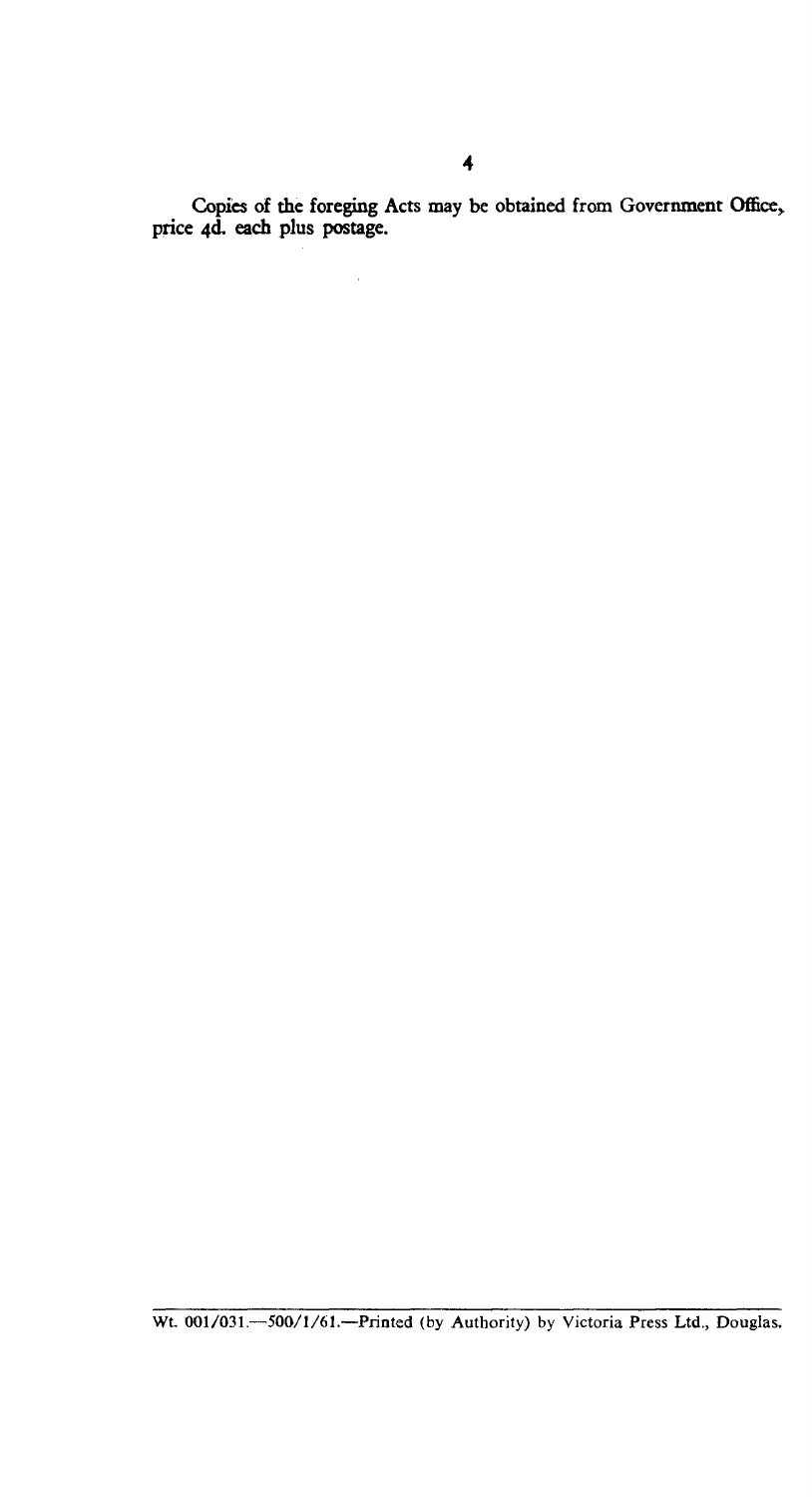Copies of the foreging Acts may be obtained from Government Office, price 4d. each plus postage.

Wt. 001/031.—500/1/61.—Printed (by Authority) by Victoria Press Ltd., Douglas.